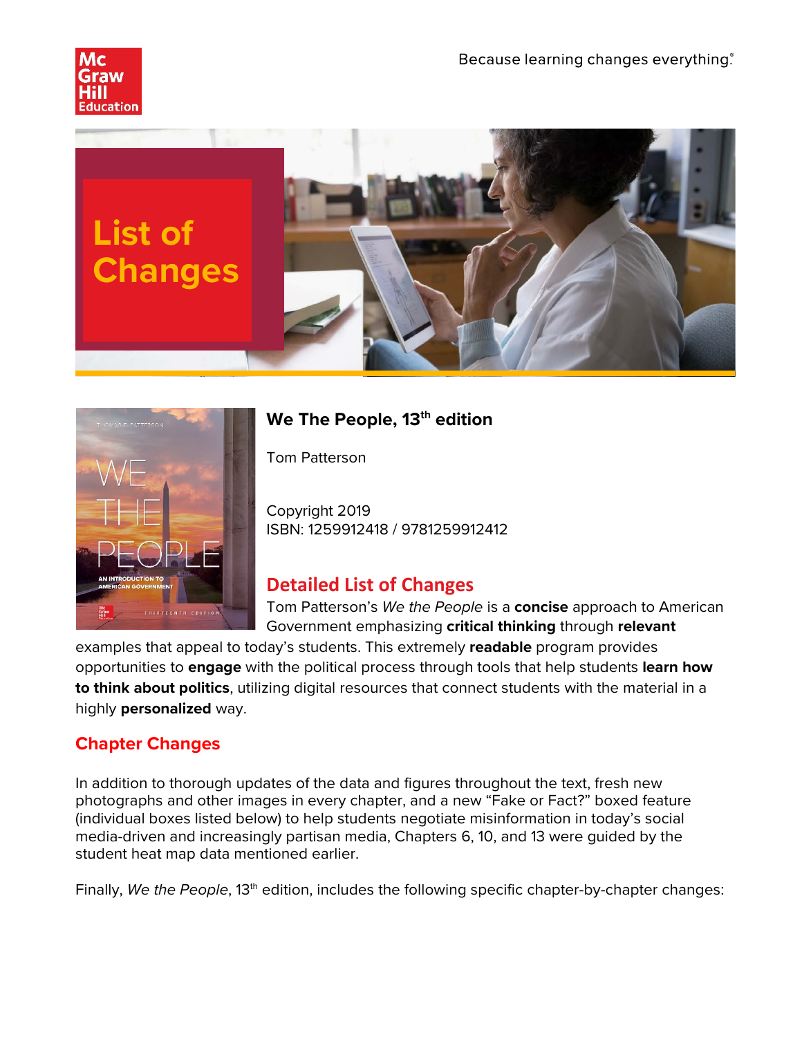# List of Changes

## We The People, 13th edition

Tom Patterson

Copyright 2019
ISBN: 1259912418 / 9781259912412

## Detailed List of Changes

Tom Patterson's *We the People* is a **concise** approach to American Government emphasizing **critical thinking** through **relevant** examples that appeal to today's students. This extremely **readable** program provides opportunities to **engage** with the political process through tools that help students **learn how to think about politics**, utilizing digital resources that connect students with the material in a highly **personalized** way.

## Chapter Changes

In addition to thorough updates of the data and figures throughout the text, fresh new photographs and other images in every chapter, and a new "Fake or Fact?" boxed feature (individual boxes listed below) to help students negotiate misinformation in today's social media-driven and increasingly partisan media, Chapters 6, 10, and 13 were guided by the student heat map data mentioned earlier.

Finally, *We the People*, 13th edition, includes the following specific chapter-by-chapter changes: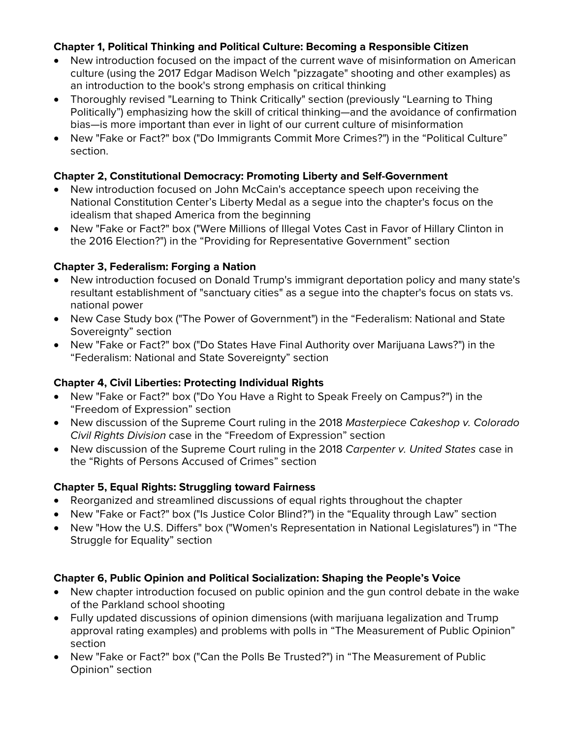**Chapter 1, Political Thinking and Political Culture: Becoming a Responsible Citizen**

- New introduction focused on the impact of the current wave of misinformation on American culture (using the 2017 Edgar Madison Welch "pizzagate" shooting and other examples) as an introduction to the book's strong emphasis on critical thinking
- Thoroughly revised "Learning to Think Critically" section (previously "Learning to Thing Politically") emphasizing how the skill of critical thinking—and the avoidance of confirmation bias—is more important than ever in light of our current culture of misinformation
- New "Fake or Fact?" box ("Do Immigrants Commit More Crimes?") in the "Political Culture" section.

**Chapter 2, Constitutional Democracy: Promoting Liberty and Self-Government**

- New introduction focused on John McCain's acceptance speech upon receiving the National Constitution Center's Liberty Medal as a segue into the chapter's focus on the idealism that shaped America from the beginning
- New "Fake or Fact?" box ("Were Millions of Illegal Votes Cast in Favor of Hillary Clinton in the 2016 Election?") in the "Providing for Representative Government" section

**Chapter 3, Federalism: Forging a Nation**

- New introduction focused on Donald Trump's immigrant deportation policy and many state's resultant establishment of "sanctuary cities" as a segue into the chapter's focus on stats vs. national power
- New Case Study box ("The Power of Government") in the "Federalism: National and State Sovereignty" section
- New "Fake or Fact?" box ("Do States Have Final Authority over Marijuana Laws?") in the "Federalism: National and State Sovereignty" section

**Chapter 4, Civil Liberties: Protecting Individual Rights**

- New "Fake or Fact?" box ("Do You Have a Right to Speak Freely on Campus?") in the "Freedom of Expression" section
- New discussion of the Supreme Court ruling in the 2018 *Masterpiece Cakeshop v. Colorado Civil Rights Division* case in the "Freedom of Expression" section
- New discussion of the Supreme Court ruling in the 2018 *Carpenter v. United States* case in the "Rights of Persons Accused of Crimes" section

**Chapter 5, Equal Rights: Struggling toward Fairness**

- Reorganized and streamlined discussions of equal rights throughout the chapter
- New "Fake or Fact?" box ("Is Justice Color Blind?") in the "Equality through Law" section
- New "How the U.S. Differs" box ("Women's Representation in National Legislatures") in "The Struggle for Equality" section

**Chapter 6, Public Opinion and Political Socialization: Shaping the People's Voice**

- New chapter introduction focused on public opinion and the gun control debate in the wake of the Parkland school shooting
- Fully updated discussions of opinion dimensions (with marijuana legalization and Trump approval rating examples) and problems with polls in "The Measurement of Public Opinion" section
- New "Fake or Fact?" box ("Can the Polls Be Trusted?") in "The Measurement of Public Opinion" section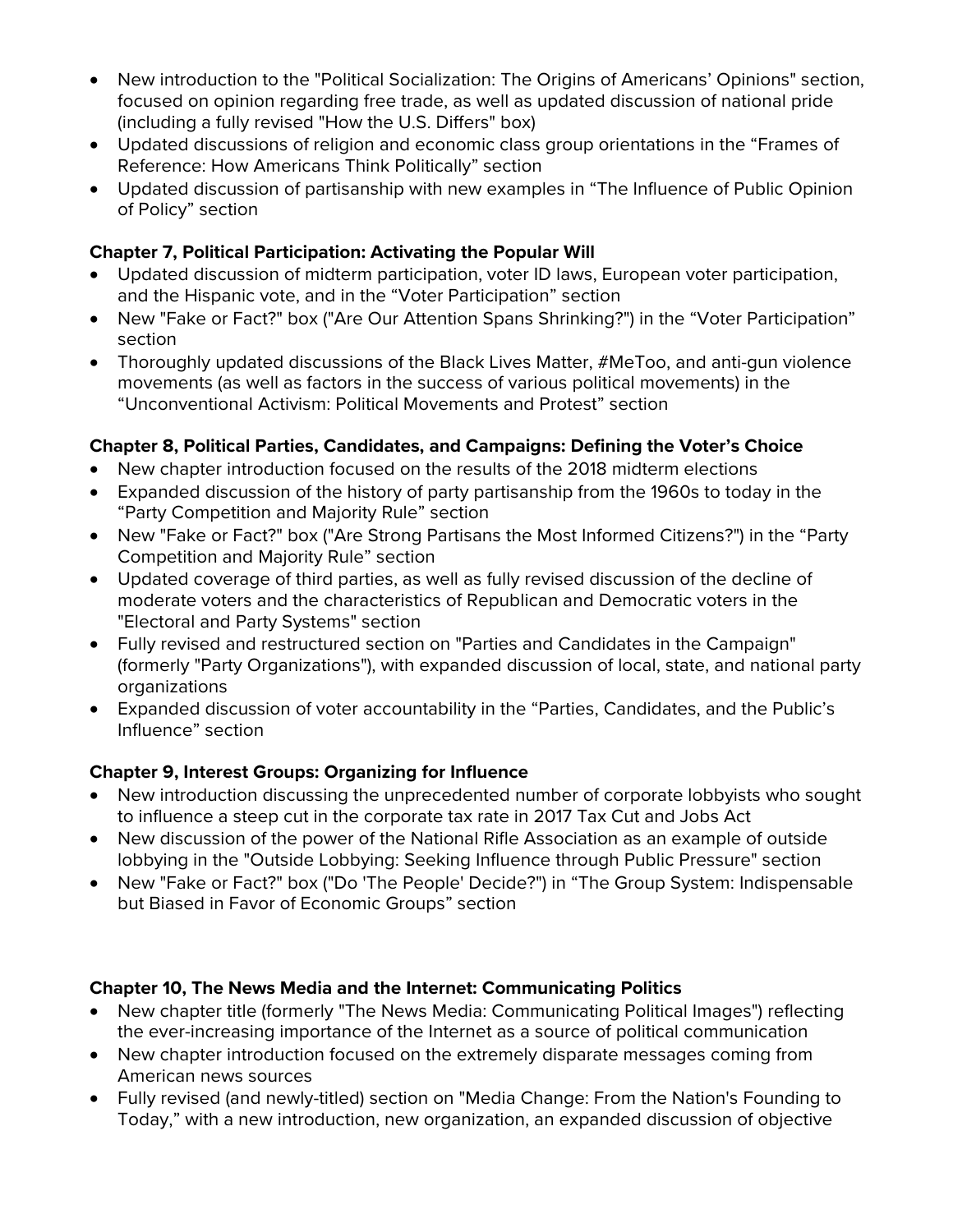- New introduction to the "Political Socialization: The Origins of Americans' Opinions" section, focused on opinion regarding free trade, as well as updated discussion of national pride (including a fully revised "How the U.S. Differs" box)
- Updated discussions of religion and economic class group orientations in the "Frames of Reference: How Americans Think Politically" section
- Updated discussion of partisanship with new examples in "The Influence of Public Opinion of Policy" section

**Chapter 7, Political Participation: Activating the Popular Will**

- Updated discussion of midterm participation, voter ID laws, European voter participation, and the Hispanic vote, and in the "Voter Participation" section
- New "Fake or Fact?" box ("Are Our Attention Spans Shrinking?") in the "Voter Participation" section
- Thoroughly updated discussions of the Black Lives Matter, #MeToo, and anti-gun violence movements (as well as factors in the success of various political movements) in the "Unconventional Activism: Political Movements and Protest" section

**Chapter 8, Political Parties, Candidates, and Campaigns: Defining the Voter's Choice**

- New chapter introduction focused on the results of the 2018 midterm elections
- Expanded discussion of the history of party partisanship from the 1960s to today in the "Party Competition and Majority Rule" section
- New "Fake or Fact?" box ("Are Strong Partisans the Most Informed Citizens?") in the "Party Competition and Majority Rule" section
- Updated coverage of third parties, as well as fully revised discussion of the decline of moderate voters and the characteristics of Republican and Democratic voters in the "Electoral and Party Systems" section
- Fully revised and restructured section on "Parties and Candidates in the Campaign" (formerly "Party Organizations"), with expanded discussion of local, state, and national party organizations
- Expanded discussion of voter accountability in the "Parties, Candidates, and the Public's Influence" section

**Chapter 9, Interest Groups: Organizing for Influence**

- New introduction discussing the unprecedented number of corporate lobbyists who sought to influence a steep cut in the corporate tax rate in 2017 Tax Cut and Jobs Act
- New discussion of the power of the National Rifle Association as an example of outside lobbying in the "Outside Lobbying: Seeking Influence through Public Pressure" section
- New "Fake or Fact?" box ("Do 'The People' Decide?") in "The Group System: Indispensable but Biased in Favor of Economic Groups" section

**Chapter 10, The News Media and the Internet: Communicating Politics**

- New chapter title (formerly "The News Media: Communicating Political Images") reflecting the ever-increasing importance of the Internet as a source of political communication
- New chapter introduction focused on the extremely disparate messages coming from American news sources
- Fully revised (and newly-titled) section on "Media Change: From the Nation's Founding to Today," with a new introduction, new organization, an expanded discussion of objective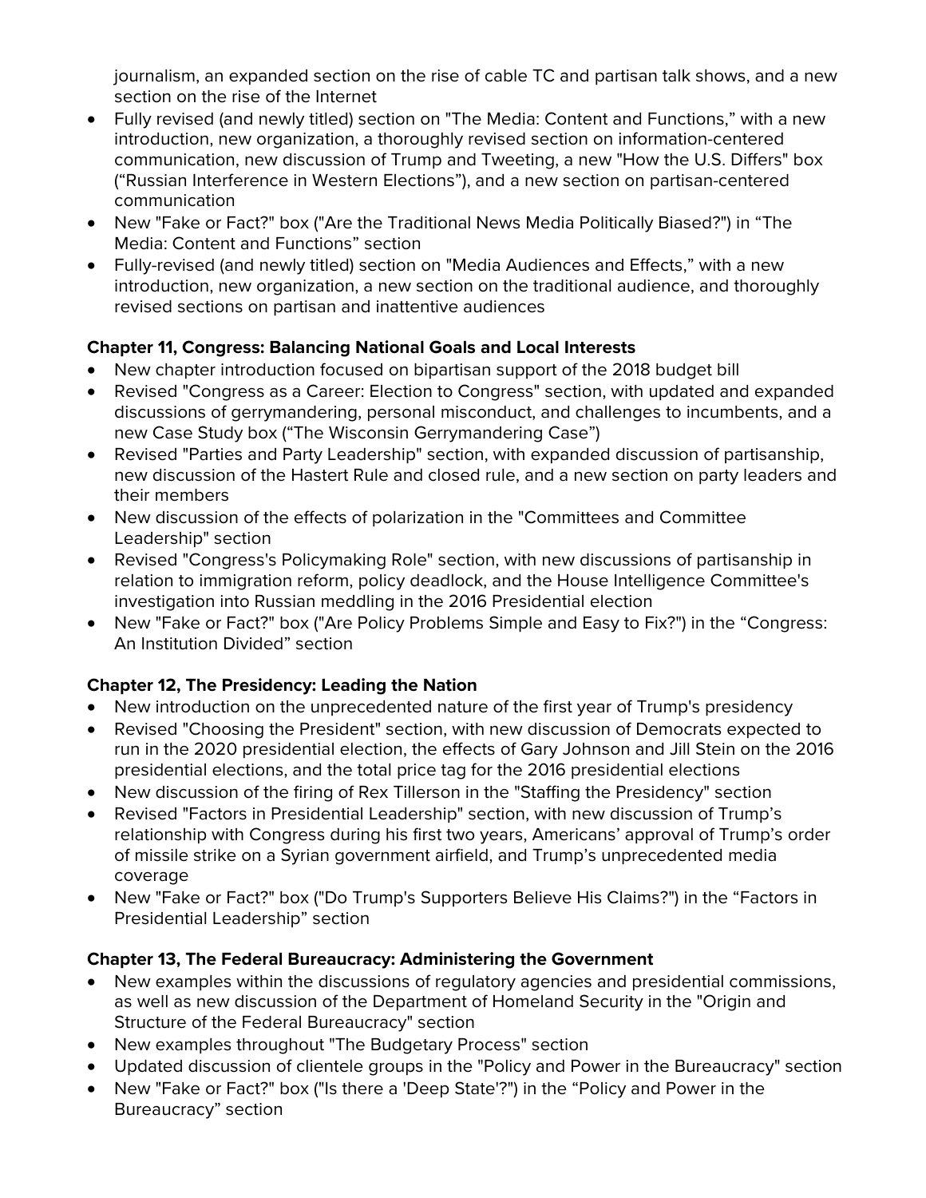journalism, an expanded section on the rise of cable TC and partisan talk shows, and a new section on the rise of the Internet

- Fully revised (and newly titled) section on "The Media: Content and Functions," with a new introduction, new organization, a thoroughly revised section on information-centered communication, new discussion of Trump and Tweeting, a new "How the U.S. Differs" box ("Russian Interference in Western Elections"), and a new section on partisan-centered communication
- New "Fake or Fact?" box ("Are the Traditional News Media Politically Biased?") in "The Media: Content and Functions" section
- Fully-revised (and newly titled) section on "Media Audiences and Effects," with a new introduction, new organization, a new section on the traditional audience, and thoroughly revised sections on partisan and inattentive audiences

**Chapter 11, Congress: Balancing National Goals and Local Interests**

- New chapter introduction focused on bipartisan support of the 2018 budget bill
- Revised "Congress as a Career: Election to Congress" section, with updated and expanded discussions of gerrymandering, personal misconduct, and challenges to incumbents, and a new Case Study box ("The Wisconsin Gerrymandering Case")
- Revised "Parties and Party Leadership" section, with expanded discussion of partisanship, new discussion of the Hastert Rule and closed rule, and a new section on party leaders and their members
- New discussion of the effects of polarization in the "Committees and Committee Leadership" section
- Revised "Congress's Policymaking Role" section, with new discussions of partisanship in relation to immigration reform, policy deadlock, and the House Intelligence Committee's investigation into Russian meddling in the 2016 Presidential election
- New "Fake or Fact?" box ("Are Policy Problems Simple and Easy to Fix?") in the "Congress: An Institution Divided" section

**Chapter 12, The Presidency: Leading the Nation**

- New introduction on the unprecedented nature of the first year of Trump's presidency
- Revised "Choosing the President" section, with new discussion of Democrats expected to run in the 2020 presidential election, the effects of Gary Johnson and Jill Stein on the 2016 presidential elections, and the total price tag for the 2016 presidential elections
- New discussion of the firing of Rex Tillerson in the "Staffing the Presidency" section
- Revised "Factors in Presidential Leadership" section, with new discussion of Trump's relationship with Congress during his first two years, Americans' approval of Trump's order of missile strike on a Syrian government airfield, and Trump's unprecedented media coverage
- New "Fake or Fact?" box ("Do Trump's Supporters Believe His Claims?") in the "Factors in Presidential Leadership" section

**Chapter 13, The Federal Bureaucracy: Administering the Government**

- New examples within the discussions of regulatory agencies and presidential commissions, as well as new discussion of the Department of Homeland Security in the "Origin and Structure of the Federal Bureaucracy" section
- New examples throughout "The Budgetary Process" section
- Updated discussion of clientele groups in the "Policy and Power in the Bureaucracy" section
- New "Fake or Fact?" box ("Is there a 'Deep State'?") in the "Policy and Power in the Bureaucracy" section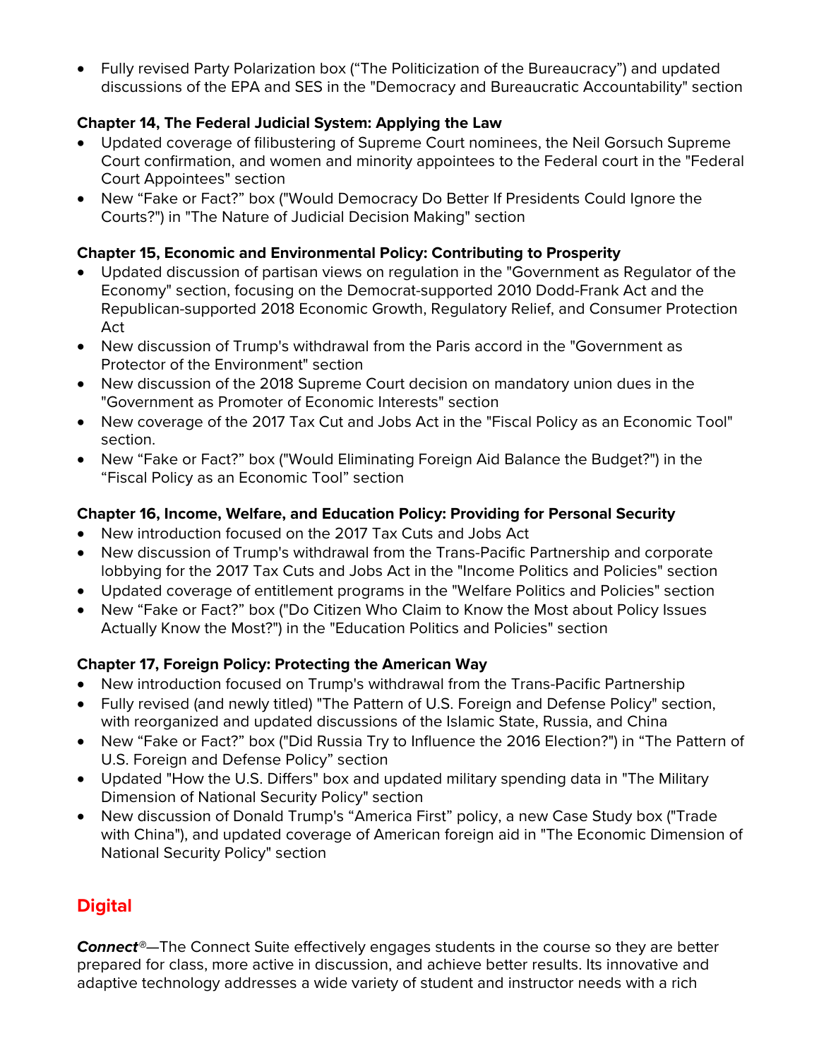- Fully revised Party Polarization box ("The Politicization of the Bureaucracy") and updated discussions of the EPA and SES in the "Democracy and Bureaucratic Accountability" section

**Chapter 14, The Federal Judicial System: Applying the Law**

- Updated coverage of filibustering of Supreme Court nominees, the Neil Gorsuch Supreme Court confirmation, and women and minority appointees to the Federal court in the "Federal Court Appointees" section
- New "Fake or Fact?" box ("Would Democracy Do Better If Presidents Could Ignore the Courts?") in "The Nature of Judicial Decision Making" section

**Chapter 15, Economic and Environmental Policy: Contributing to Prosperity**

- Updated discussion of partisan views on regulation in the "Government as Regulator of the Economy" section, focusing on the Democrat-supported 2010 Dodd-Frank Act and the Republican-supported 2018 Economic Growth, Regulatory Relief, and Consumer Protection Act
- New discussion of Trump's withdrawal from the Paris accord in the "Government as Protector of the Environment" section
- New discussion of the 2018 Supreme Court decision on mandatory union dues in the "Government as Promoter of Economic Interests" section
- New coverage of the 2017 Tax Cut and Jobs Act in the "Fiscal Policy as an Economic Tool" section.
- New "Fake or Fact?" box ("Would Eliminating Foreign Aid Balance the Budget?") in the "Fiscal Policy as an Economic Tool" section

**Chapter 16, Income, Welfare, and Education Policy: Providing for Personal Security**

- New introduction focused on the 2017 Tax Cuts and Jobs Act
- New discussion of Trump's withdrawal from the Trans-Pacific Partnership and corporate lobbying for the 2017 Tax Cuts and Jobs Act in the "Income Politics and Policies" section
- Updated coverage of entitlement programs in the "Welfare Politics and Policies" section
- New "Fake or Fact?" box ("Do Citizen Who Claim to Know the Most about Policy Issues Actually Know the Most?") in the "Education Politics and Policies" section

**Chapter 17, Foreign Policy: Protecting the American Way**

- New introduction focused on Trump's withdrawal from the Trans-Pacific Partnership
- Fully revised (and newly titled) "The Pattern of U.S. Foreign and Defense Policy" section, with reorganized and updated discussions of the Islamic State, Russia, and China
- New "Fake or Fact?" box ("Did Russia Try to Influence the 2016 Election?") in "The Pattern of U.S. Foreign and Defense Policy" section
- Updated "How the U.S. Differs" box and updated military spending data in "The Military Dimension of National Security Policy" section
- New discussion of Donald Trump's "America First" policy, a new Case Study box ("Trade with China"), and updated coverage of American foreign aid in "The Economic Dimension of National Security Policy" section

## Digital

***Connect®***—The Connect Suite effectively engages students in the course so they are better prepared for class, more active in discussion, and achieve better results. Its innovative and adaptive technology addresses a wide variety of student and instructor needs with a rich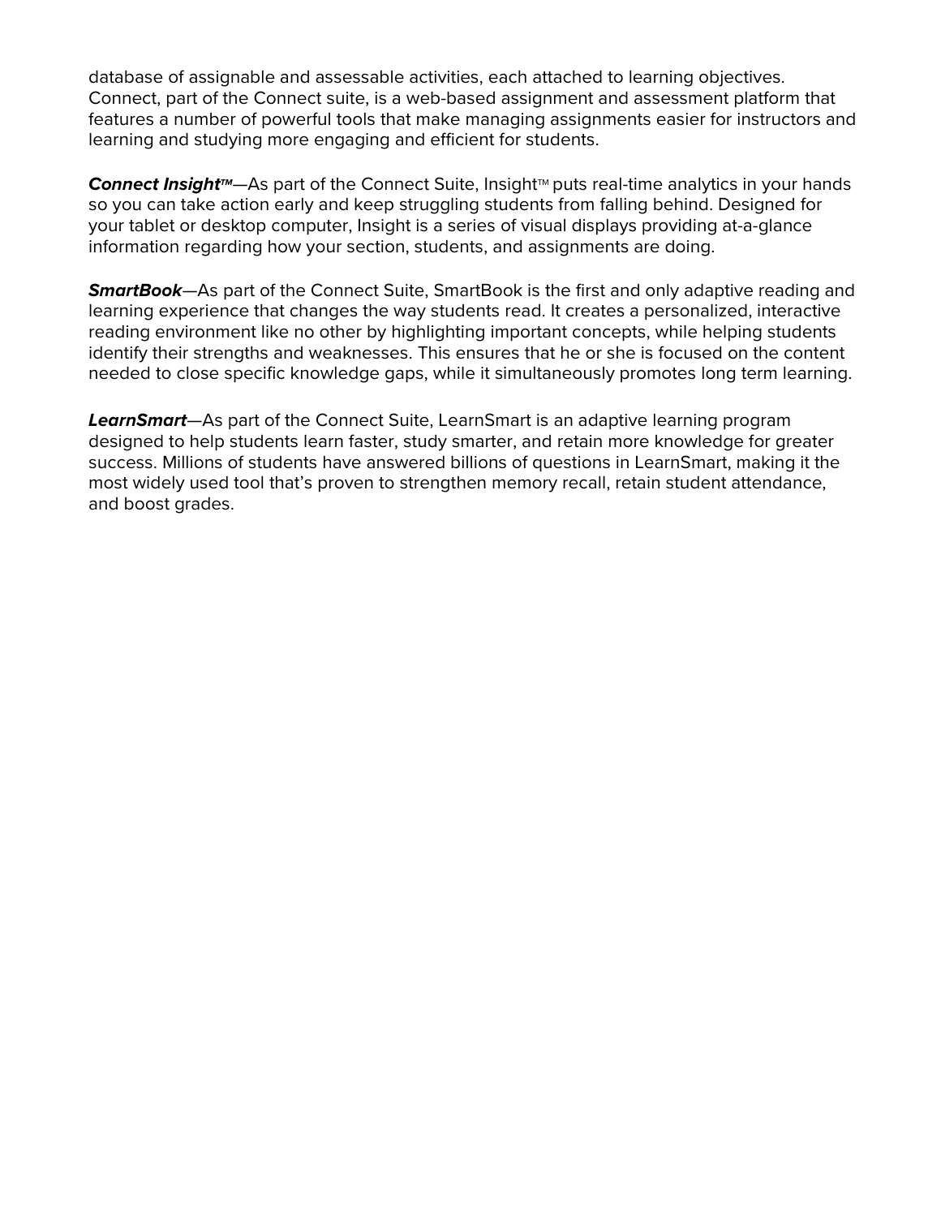database of assignable and assessable activities, each attached to learning objectives. Connect, part of the Connect suite, is a web-based assignment and assessment platform that features a number of powerful tools that make managing assignments easier for instructors and learning and studying more engaging and efficient for students.

***Connect Insight™***—As part of the Connect Suite, Insight™ puts real-time analytics in your hands so you can take action early and keep struggling students from falling behind. Designed for your tablet or desktop computer, Insight is a series of visual displays providing at-a-glance information regarding how your section, students, and assignments are doing.

***SmartBook***—As part of the Connect Suite, SmartBook is the first and only adaptive reading and learning experience that changes the way students read. It creates a personalized, interactive reading environment like no other by highlighting important concepts, while helping students identify their strengths and weaknesses. This ensures that he or she is focused on the content needed to close specific knowledge gaps, while it simultaneously promotes long term learning.

***LearnSmart***—As part of the Connect Suite, LearnSmart is an adaptive learning program designed to help students learn faster, study smarter, and retain more knowledge for greater success. Millions of students have answered billions of questions in LearnSmart, making it the most widely used tool that's proven to strengthen memory recall, retain student attendance, and boost grades.